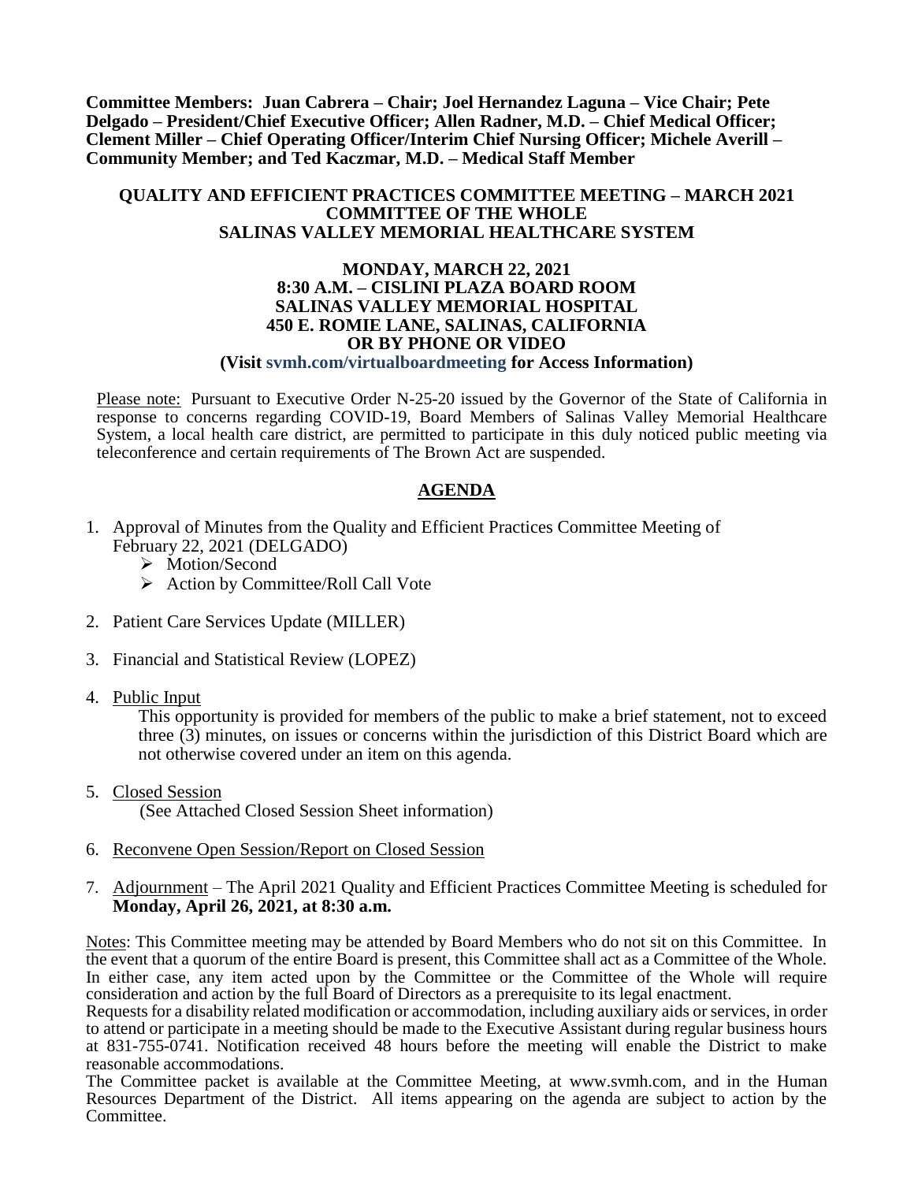**Committee Members: Juan Cabrera – Chair; Joel Hernandez Laguna – Vice Chair; Pete Delgado – President/Chief Executive Officer; Allen Radner, M.D. – Chief Medical Officer; Clement Miller – Chief Operating Officer/Interim Chief Nursing Officer; Michele Averill – Community Member; and Ted Kaczmar, M.D. – Medical Staff Member**

**QUALITY AND EFFICIENT PRACTICES COMMITTEE MEETING – MARCH 2021**
**COMMITTEE OF THE WHOLE**
**SALINAS VALLEY MEMORIAL HEALTHCARE SYSTEM**

**MONDAY, MARCH 22, 2021**
**8:30 A.M. – CISLINI PLAZA BOARD ROOM**
**SALINAS VALLEY MEMORIAL HOSPITAL**
**450 E. ROMIE LANE, SALINAS, CALIFORNIA**
**OR BY PHONE OR VIDEO**
**(Visit svmh.com/virtualboardmeeting for Access Information)**

Please note: Pursuant to Executive Order N-25-20 issued by the Governor of the State of California in response to concerns regarding COVID-19, Board Members of Salinas Valley Memorial Healthcare System, a local health care district, are permitted to participate in this duly noticed public meeting via teleconference and certain requirements of The Brown Act are suspended.

## AGENDA

1. Approval of Minutes from the Quality and Efficient Practices Committee Meeting of February 22, 2021 (DELGADO)
   - Motion/Second
   - Action by Committee/Roll Call Vote

2. Patient Care Services Update (MILLER)

3. Financial and Statistical Review (LOPEZ)

4. Public Input

   This opportunity is provided for members of the public to make a brief statement, not to exceed three (3) minutes, on issues or concerns within the jurisdiction of this District Board which are not otherwise covered under an item on this agenda.

5. Closed Session

   (See Attached Closed Session Sheet information)

6. Reconvene Open Session/Report on Closed Session

7. Adjournment – The April 2021 Quality and Efficient Practices Committee Meeting is scheduled for **Monday, April 26, 2021, at 8:30 a.m.**

Notes: This Committee meeting may be attended by Board Members who do not sit on this Committee. In the event that a quorum of the entire Board is present, this Committee shall act as a Committee of the Whole. In either case, any item acted upon by the Committee or the Committee of the Whole will require consideration and action by the full Board of Directors as a prerequisite to its legal enactment.

Requests for a disability related modification or accommodation, including auxiliary aids or services, in order to attend or participate in a meeting should be made to the Executive Assistant during regular business hours at 831-755-0741. Notification received 48 hours before the meeting will enable the District to make reasonable accommodations.

The Committee packet is available at the Committee Meeting, at www.svmh.com, and in the Human Resources Department of the District. All items appearing on the agenda are subject to action by the Committee.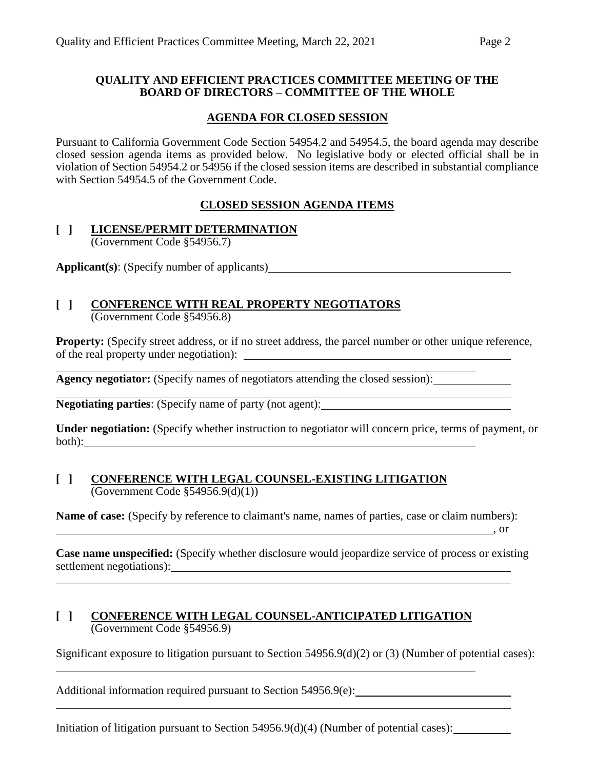**QUALITY AND EFFICIENT PRACTICES COMMITTEE MEETING OF THE BOARD OF DIRECTORS – COMMITTEE OF THE WHOLE**

**AGENDA FOR CLOSED SESSION**

Pursuant to California Government Code Section 54954.2 and 54954.5, the board agenda may describe closed session agenda items as provided below. No legislative body or elected official shall be in violation of Section 54954.2 or 54956 if the closed session items are described in substantial compliance with Section 54954.5 of the Government Code.

**CLOSED SESSION AGENDA ITEMS**

**[ ] LICENSE/PERMIT DETERMINATION**
(Government Code §54956.7)

**Applicant(s)**: (Specify number of applicants)\_\_\_\_\_\_\_\_\_\_\_\_\_\_\_\_\_\_\_\_\_\_\_\_\_\_\_\_\_\_\_\_\_\_\_\_\_\_\_\_

**[ ] CONFERENCE WITH REAL PROPERTY NEGOTIATORS**
(Government Code §54956.8)

**Property:** (Specify street address, or if no street address, the parcel number or other unique reference, of the real property under negotiation): \_\_\_\_\_\_\_\_\_\_\_\_\_\_\_\_\_\_\_\_\_\_\_\_\_\_\_\_\_\_\_\_\_\_\_\_\_\_\_\_\_\_\_\_

\_\_\_\_\_\_\_\_\_\_\_\_\_\_\_\_\_\_\_\_\_\_\_\_\_\_\_\_\_\_\_\_\_\_\_\_\_\_\_\_\_\_\_\_\_\_\_\_\_\_\_\_\_\_\_\_\_\_\_\_\_\_\_\_\_\_\_\_\_\_\_\_\_\_

**Agency negotiator:** (Specify names of negotiators attending the closed session):\_\_\_\_\_\_\_\_\_\_\_\_\_

\_\_\_\_\_\_\_\_\_\_\_\_\_\_\_\_\_\_\_\_\_\_\_\_\_\_\_\_\_\_\_\_\_\_\_\_\_\_\_\_\_\_\_\_\_\_\_\_\_\_\_\_\_\_\_\_\_\_\_\_\_\_\_\_\_\_\_\_\_\_\_\_\_\_\_\_\_\_\_\_

**Negotiating parties**: (Specify name of party (not agent):\_\_\_\_\_\_\_\_\_\_\_\_\_\_\_\_\_\_\_\_\_\_\_\_\_\_\_\_\_\_\_\_\_\_

**Under negotiation:** (Specify whether instruction to negotiator will concern price, terms of payment, or both):\_\_\_\_\_\_\_\_\_\_\_\_\_\_\_\_\_\_\_\_\_\_\_\_\_\_\_\_\_\_\_\_\_\_\_\_\_\_\_\_\_\_\_\_\_\_\_\_\_\_\_\_\_\_\_\_\_\_\_\_\_\_\_\_\_\_\_\_\_\_\_

**[ ] CONFERENCE WITH LEGAL COUNSEL-EXISTING LITIGATION**
(Government Code §54956.9(d)(1))

**Name of case:** (Specify by reference to claimant's name, names of parties, case or claim numbers):

\_\_\_\_\_\_\_\_\_\_\_\_\_\_\_\_\_\_\_\_\_\_\_\_\_\_\_\_\_\_\_\_\_\_\_\_\_\_\_\_\_\_\_\_\_\_\_\_\_\_\_\_\_\_\_\_\_\_\_\_\_\_\_\_\_\_\_\_\_\_\_\_\_\_\_\_\_\_, or

**Case name unspecified:** (Specify whether disclosure would jeopardize service of process or existing settlement negotiations):\_\_\_\_\_\_\_\_\_\_\_\_\_\_\_\_\_\_\_\_\_\_\_\_\_\_\_\_\_\_\_\_\_\_\_\_\_\_\_\_\_\_\_\_\_\_\_\_\_\_\_\_\_\_\_\_\_\_\_\_\_\_\_\_

\_\_\_\_\_\_\_\_\_\_\_\_\_\_\_\_\_\_\_\_\_\_\_\_\_\_\_\_\_\_\_\_\_\_\_\_\_\_\_\_\_\_\_\_\_\_\_\_\_\_\_\_\_\_\_\_\_\_\_\_\_\_\_\_\_\_\_\_\_\_\_\_\_\_\_\_\_\_\_\_

**[ ] CONFERENCE WITH LEGAL COUNSEL-ANTICIPATED LITIGATION**
(Government Code §54956.9)

Significant exposure to litigation pursuant to Section 54956.9(d)(2) or (3) (Number of potential cases):

\_\_\_\_\_\_\_\_\_\_\_\_\_\_\_\_\_\_\_\_\_\_\_\_\_\_\_\_\_\_\_\_\_\_\_\_\_\_\_\_\_\_\_\_\_\_\_\_\_\_\_\_\_\_\_\_\_\_\_\_\_\_\_\_\_\_\_\_\_\_\_\_\_\_

Additional information required pursuant to Section 54956.9(e):\_\_\_\_\_\_\_\_\_\_\_\_\_\_\_\_\_\_\_\_\_\_\_\_\_\_\_

\_\_\_\_\_\_\_\_\_\_\_\_\_\_\_\_\_\_\_\_\_\_\_\_\_\_\_\_\_\_\_\_\_\_\_\_\_\_\_\_\_\_\_\_\_\_\_\_\_\_\_\_\_\_\_\_\_\_\_\_\_\_\_\_\_\_\_\_\_\_\_\_\_\_\_\_\_\_\_\_

Initiation of litigation pursuant to Section 54956.9(d)(4) (Number of potential cases):\_\_\_\_\_\_\_\_\_\_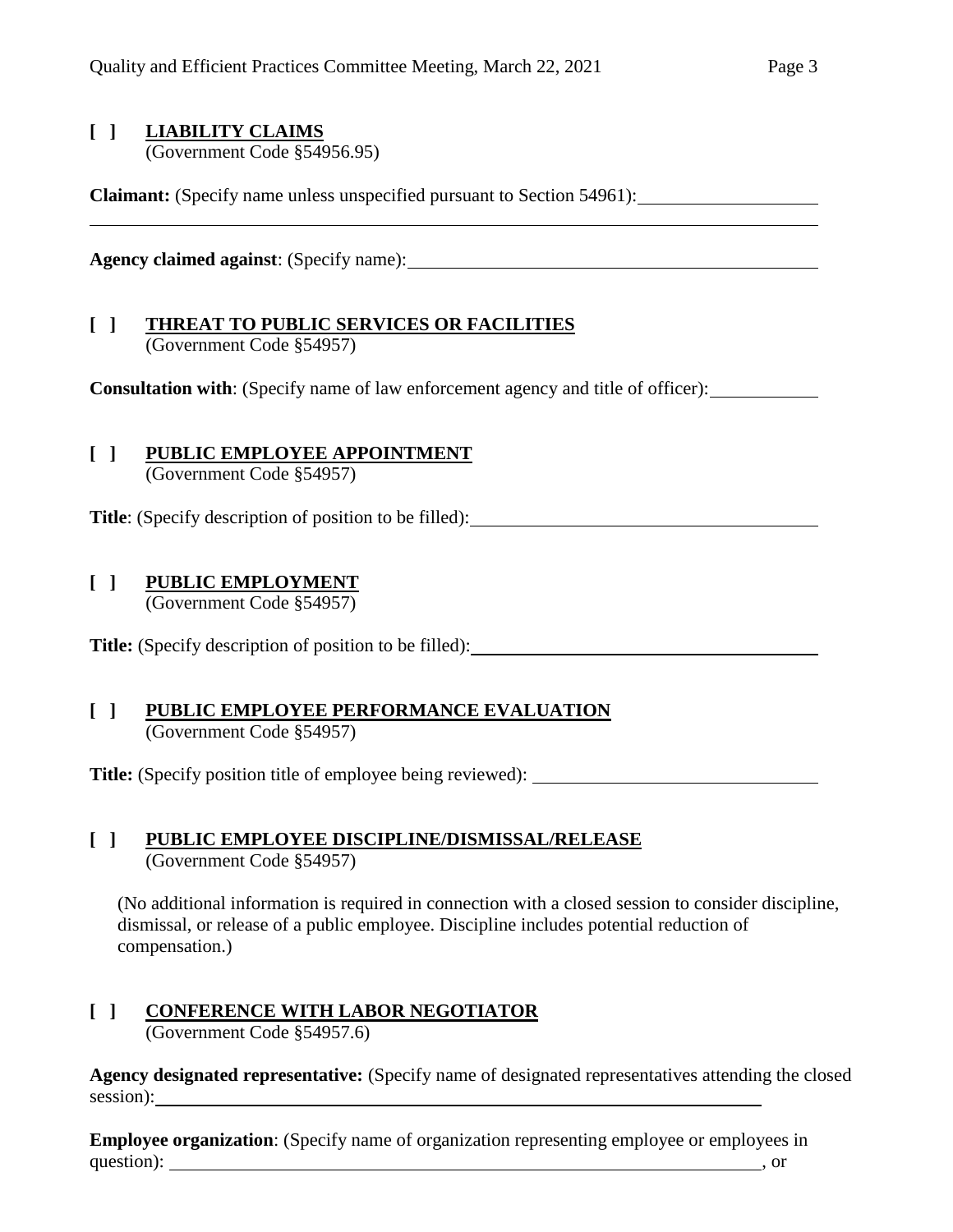**[ ] LIABILITY CLAIMS**
(Government Code §54956.95)

**Claimant:** (Specify name unless unspecified pursuant to Section 54961): \_\_\_\_\_\_\_\_\_\_\_\_\_\_\_\_\_\_\_\_

**Agency claimed against**: (Specify name): \_\_\_\_\_\_\_\_\_\_\_\_\_\_\_\_\_\_\_\_

**[ ] THREAT TO PUBLIC SERVICES OR FACILITIES**
(Government Code §54957)

**Consultation with**: (Specify name of law enforcement agency and title of officer): \_\_\_\_\_\_\_\_\_\_\_\_

**[ ] PUBLIC EMPLOYEE APPOINTMENT**
(Government Code §54957)

**Title**: (Specify description of position to be filled): \_\_\_\_\_\_\_\_\_\_\_\_\_\_\_\_\_\_\_\_

**[ ] PUBLIC EMPLOYMENT**
(Government Code §54957)

**Title:** (Specify description of position to be filled): \_\_\_\_\_\_\_\_\_\_\_\_\_\_\_\_\_\_\_\_

**[ ] PUBLIC EMPLOYEE PERFORMANCE EVALUATION**
(Government Code §54957)

**Title:** (Specify position title of employee being reviewed): \_\_\_\_\_\_\_\_\_\_\_\_\_\_\_\_\_\_\_\_

**[ ] PUBLIC EMPLOYEE DISCIPLINE/DISMISSAL/RELEASE**
(Government Code §54957)

(No additional information is required in connection with a closed session to consider discipline, dismissal, or release of a public employee. Discipline includes potential reduction of compensation.)

**[ ] CONFERENCE WITH LABOR NEGOTIATOR**
(Government Code §54957.6)

**Agency designated representative:** (Specify name of designated representatives attending the closed session): \_\_\_\_\_\_\_\_\_\_\_\_\_\_\_\_\_\_\_\_

**Employee organization**: (Specify name of organization representing employee or employees in question): \_\_\_\_\_\_\_\_\_\_\_\_\_\_\_\_\_\_\_\_, or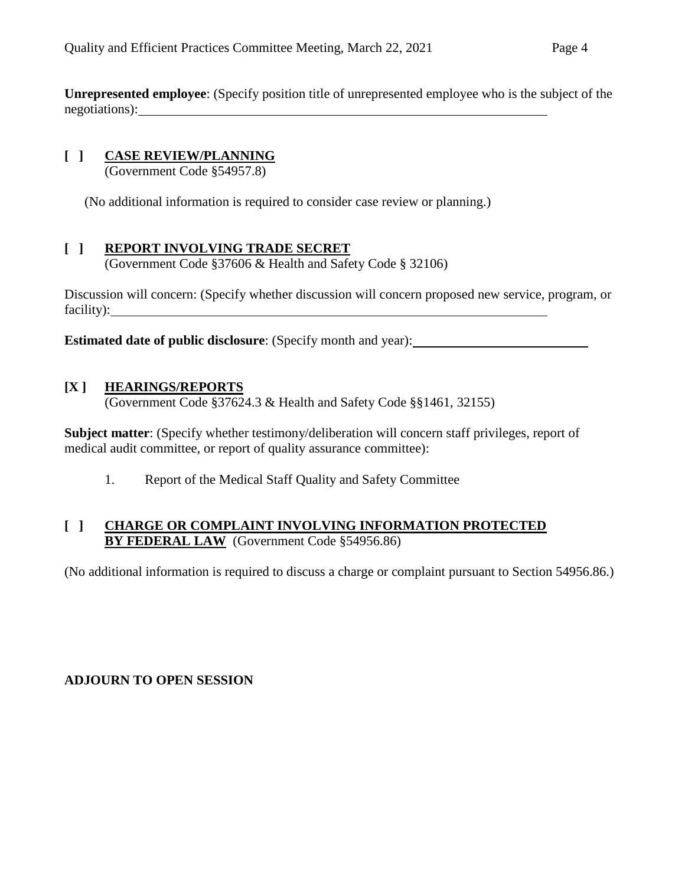**Unrepresented employee**: (Specify position title of unrepresented employee who is the subject of the negotiations): \_\_\_\_\_\_\_\_\_\_\_\_\_\_\_\_\_\_\_\_\_\_\_\_\_\_\_\_\_\_\_\_\_\_\_\_\_\_\_\_\_\_

**[ ] CASE REVIEW/PLANNING**
(Government Code §54957.8)

(No additional information is required to consider case review or planning.)

**[ ] REPORT INVOLVING TRADE SECRET**
(Government Code §37606 & Health and Safety Code § 32106)

Discussion will concern: (Specify whether discussion will concern proposed new service, program, or facility): \_\_\_\_\_\_\_\_\_\_\_\_\_\_\_\_\_\_\_\_\_\_\_\_\_\_\_\_\_\_\_\_\_\_\_\_\_\_\_\_\_\_

**Estimated date of public disclosure**: (Specify month and year): \_\_\_\_\_\_\_\_\_\_\_\_\_\_\_\_\_\_\_\_

**[X ] HEARINGS/REPORTS**
(Government Code §37624.3 & Health and Safety Code §§1461, 32155)

**Subject matter**: (Specify whether testimony/deliberation will concern staff privileges, report of medical audit committee, or report of quality assurance committee):

1. Report of the Medical Staff Quality and Safety Committee

**[ ] CHARGE OR COMPLAINT INVOLVING INFORMATION PROTECTED BY FEDERAL LAW** (Government Code §54956.86)

(No additional information is required to discuss a charge or complaint pursuant to Section 54956.86.)

**ADJOURN TO OPEN SESSION**